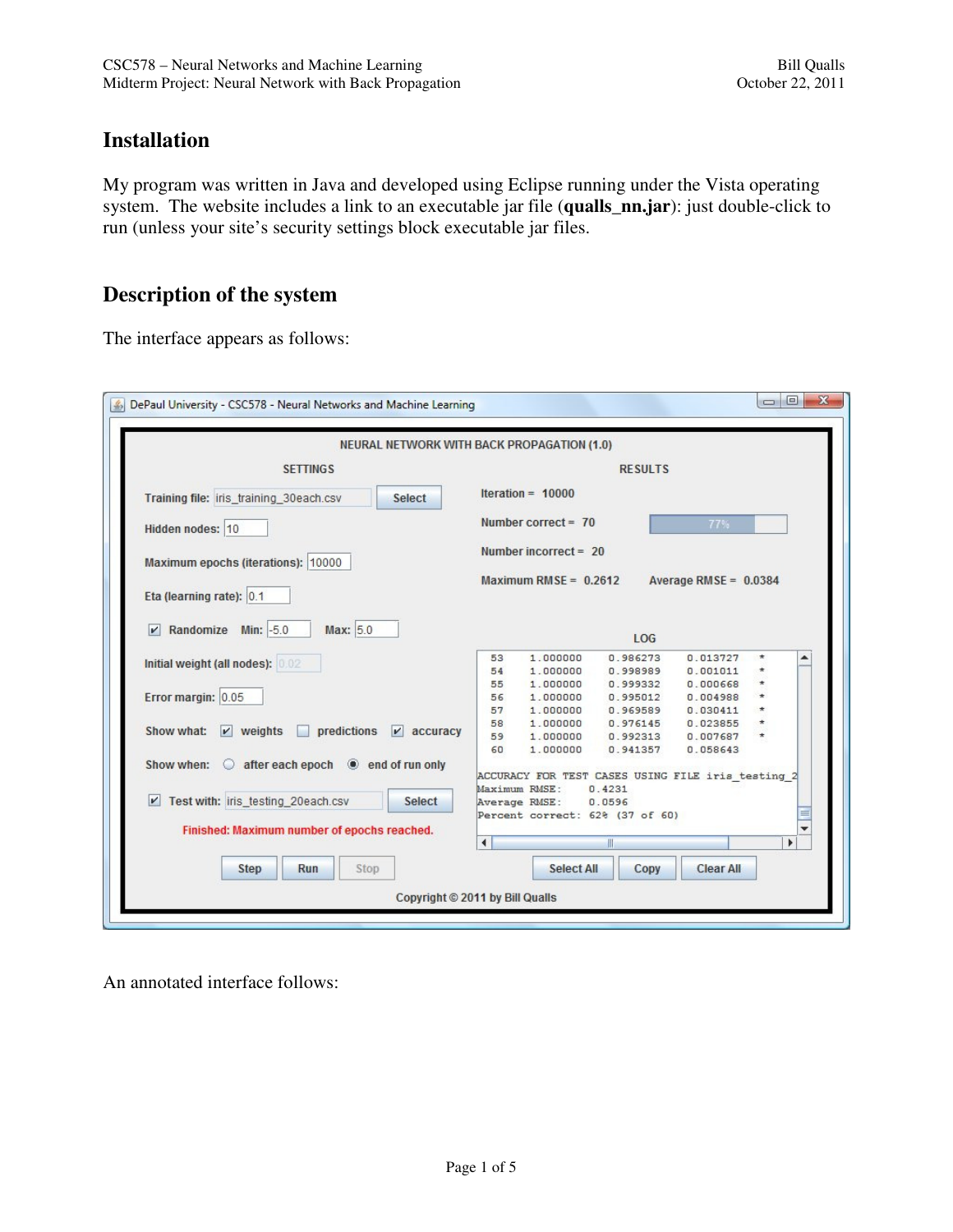# Installation

My program was written in Java and developed using Eclipse running under the Vista operating system. The website includes a link to an executable jar file (**qualls_nn.jar**): just double-click to run (unless your site's security settings block executable jar files.

# Description of the system

The interface appears as follows:

DePaul University - CSC578 - Neural Networks and Machine Learning

NEURAL NETWORK WITH BACK PROPAGATION (1.0)

SETTINGS

Training file: iris_training_30each.csv [Select]

Hidden nodes: 10

Maximum epochs (iterations): 10000

Eta (learning rate): 0.1

[x] Randomize Min: -5.0 Max: 5.0

Initial weight (all nodes): 0.02

Error margin: 0.05

Show what: [x] weights [ ] predictions [x] accuracy

Show when: ( ) after each epoch (•) end of run only

[x] Test with: iris_testing_20each.csv [Select]

Finished: Maximum number of epochs reached.

[Step] [Run] [Stop]

RESULTS

Iteration = 10000

Number correct = 70 (77%)

Number incorrect = 20

Maximum RMSE = 0.2612 Average RMSE = 0.0384

LOG

```
53   1.000000   0.986273   0.013727   *
54   1.000000   0.998989   0.001011   *
55   1.000000   0.999332   0.000668   *
56   1.000000   0.995012   0.004988   *
57   1.000000   0.969589   0.030411   *
58   1.000000   0.976145   0.023855   *
59   1.000000   0.992313   0.007687   *
60   1.000000   0.941357   0.058643

ACCURACY FOR TEST CASES USING FILE iris_testing_2
Maximum RMSE:    0.4231
Average RMSE:    0.0596
Percent correct: 62% (37 of 60)
```

[Select All] [Copy] [Clear All]

Copyright © 2011 by Bill Qualls

An annotated interface follows: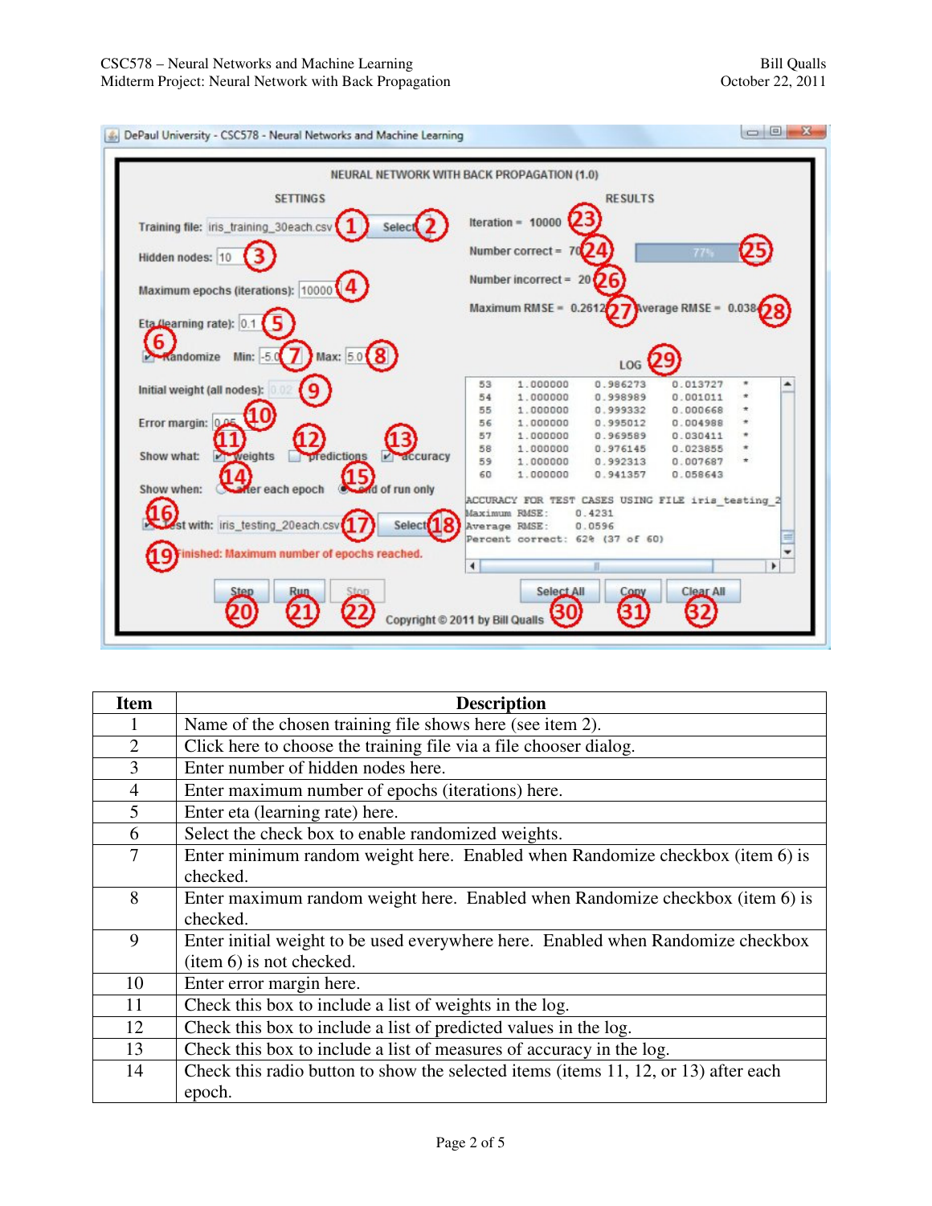| Item | Description |
|---|---|
| 1 | Name of the chosen training file shows here (see item 2). |
| 2 | Click here to choose the training file via a file chooser dialog. |
| 3 | Enter number of hidden nodes here. |
| 4 | Enter maximum number of epochs (iterations) here. |
| 5 | Enter eta (learning rate) here. |
| 6 | Select the check box to enable randomized weights. |
| 7 | Enter minimum random weight here. Enabled when Randomize checkbox (item 6) is checked. |
| 8 | Enter maximum random weight here. Enabled when Randomize checkbox (item 6) is checked. |
| 9 | Enter initial weight to be used everywhere here. Enabled when Randomize checkbox (item 6) is not checked. |
| 10 | Enter error margin here. |
| 11 | Check this box to include a list of weights in the log. |
| 12 | Check this box to include a list of predicted values in the log. |
| 13 | Check this box to include a list of measures of accuracy in the log. |
| 14 | Check this radio button to show the selected items (items 11, 12, or 13) after each epoch. |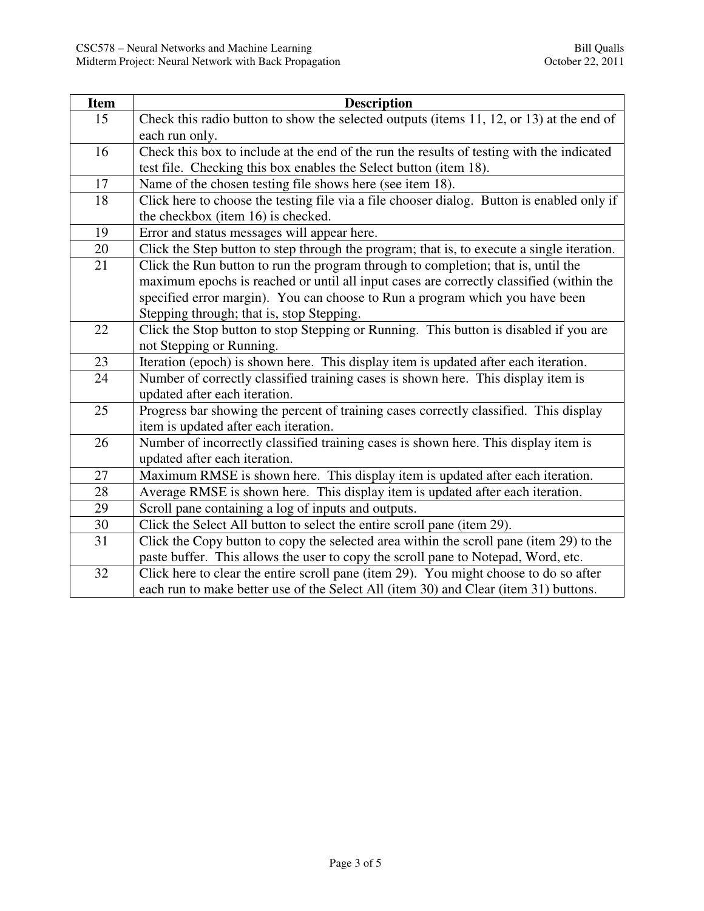| Item | Description |
|---|---|
| 15 | Check this radio button to show the selected outputs (items 11, 12, or 13) at the end of each run only. |
| 16 | Check this box to include at the end of the run the results of testing with the indicated test file. Checking this box enables the Select button (item 18). |
| 17 | Name of the chosen testing file shows here (see item 18). |
| 18 | Click here to choose the testing file via a file chooser dialog. Button is enabled only if the checkbox (item 16) is checked. |
| 19 | Error and status messages will appear here. |
| 20 | Click the Step button to step through the program; that is, to execute a single iteration. |
| 21 | Click the Run button to run the program through to completion; that is, until the maximum epochs is reached or until all input cases are correctly classified (within the specified error margin). You can choose to Run a program which you have been Stepping through; that is, stop Stepping. |
| 22 | Click the Stop button to stop Stepping or Running. This button is disabled if you are not Stepping or Running. |
| 23 | Iteration (epoch) is shown here. This display item is updated after each iteration. |
| 24 | Number of correctly classified training cases is shown here. This display item is updated after each iteration. |
| 25 | Progress bar showing the percent of training cases correctly classified. This display item is updated after each iteration. |
| 26 | Number of incorrectly classified training cases is shown here. This display item is updated after each iteration. |
| 27 | Maximum RMSE is shown here. This display item is updated after each iteration. |
| 28 | Average RMSE is shown here. This display item is updated after each iteration. |
| 29 | Scroll pane containing a log of inputs and outputs. |
| 30 | Click the Select All button to select the entire scroll pane (item 29). |
| 31 | Click the Copy button to copy the selected area within the scroll pane (item 29) to the paste buffer. This allows the user to copy the scroll pane to Notepad, Word, etc. |
| 32 | Click here to clear the entire scroll pane (item 29). You might choose to do so after each run to make better use of the Select All (item 30) and Clear (item 31) buttons. |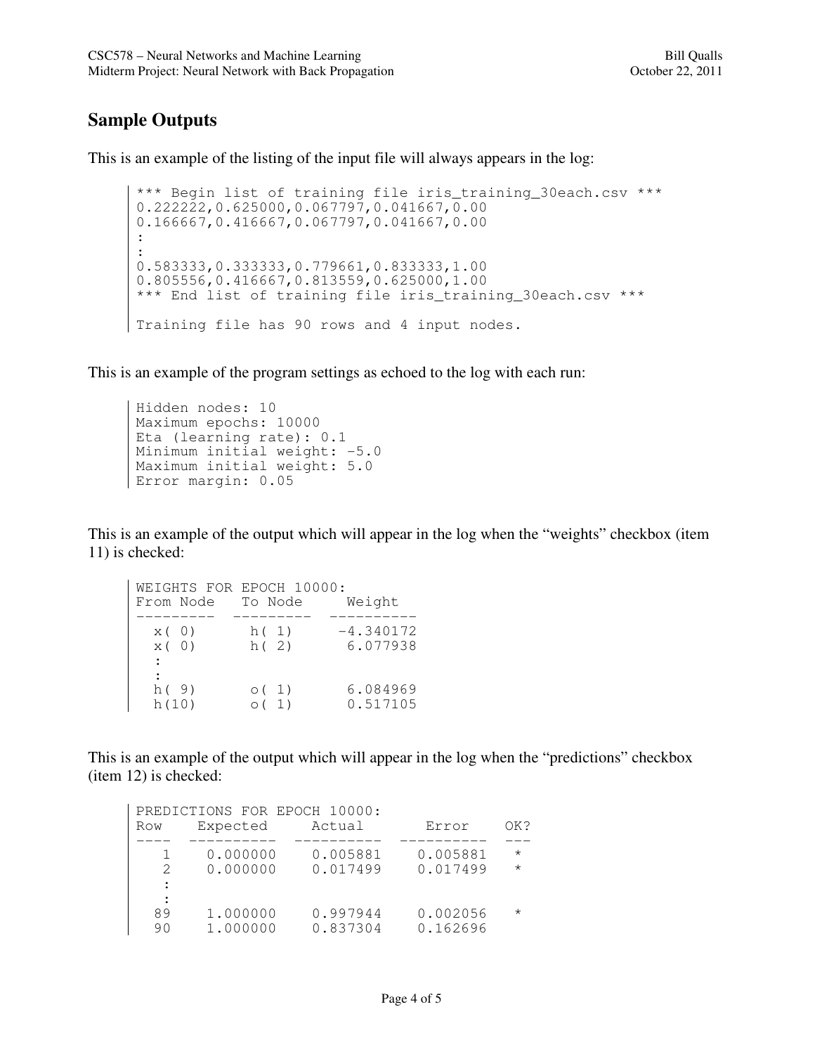## Sample Outputs

This is an example of the listing of the input file will always appears in the log:

```
*** Begin list of training file iris_training_30each.csv ***
0.222222,0.625000,0.067797,0.041667,0.00
0.166667,0.416667,0.067797,0.041667,0.00
:
:
0.583333,0.333333,0.779661,0.833333,1.00
0.805556,0.416667,0.813559,0.625000,1.00
*** End list of training file iris_training_30each.csv ***

Training file has 90 rows and 4 input nodes.
```

This is an example of the program settings as echoed to the log with each run:

```
Hidden nodes: 10
Maximum epochs: 10000
Eta (learning rate): 0.1
Minimum initial weight: -5.0
Maximum initial weight: 5.0
Error margin: 0.05
```

This is an example of the output which will appear in the log when the "weights" checkbox (item 11) is checked:

```
WEIGHTS FOR EPOCH 10000:
From Node   To Node     Weight
---------   ---------   ----------
  x( 0)      h( 1)     -4.340172
  x( 0)      h( 2)      6.077938
  :
  :
  h( 9)      o( 1)      6.084969
  h(10)      o( 1)      0.517105
```

This is an example of the output which will appear in the log when the "predictions" checkbox (item 12) is checked:

```
PREDICTIONS FOR EPOCH 10000:
Row    Expected     Actual       Error     OK?
----  ----------  ----------  ----------  ---
   1    0.000000    0.005881    0.005881   *
   2    0.000000    0.017499    0.017499   *
   :
   :
  89    1.000000    0.997944    0.002056   *
  90    1.000000    0.837304    0.162696
```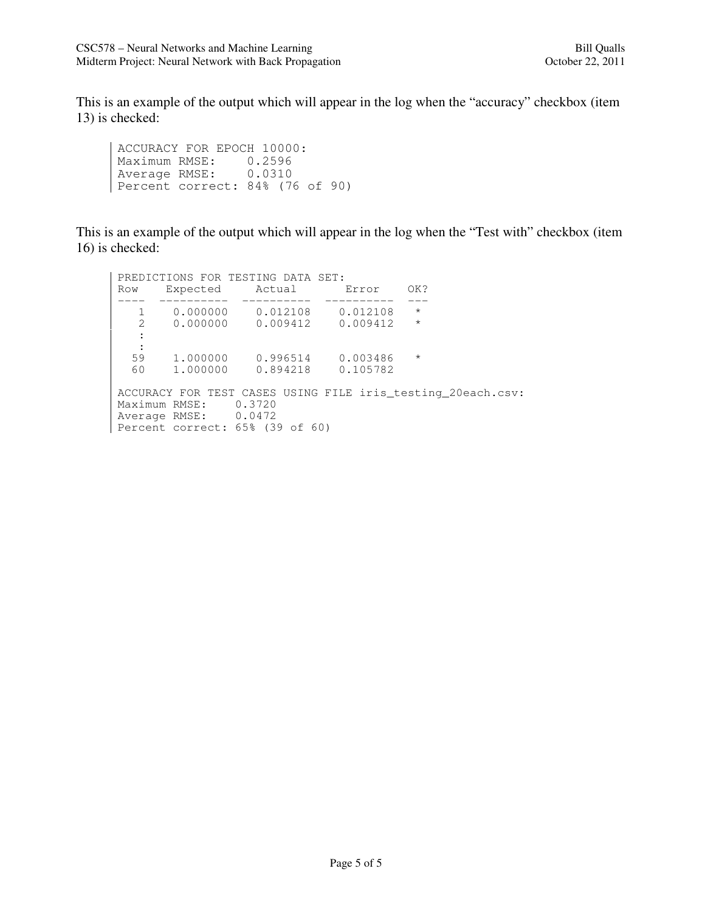This is an example of the output which will appear in the log when the “accuracy” checkbox (item 13) is checked:

```
ACCURACY FOR EPOCH 10000:
Maximum RMSE:    0.2596
Average RMSE:    0.0310
Percent correct: 84% (76 of 90)
```

This is an example of the output which will appear in the log when the “Test with” checkbox (item 16) is checked:

```
PREDICTIONS FOR TESTING DATA SET:
Row    Expected     Actual       Error    OK?
----  ----------  ----------  ----------  ---
   1    0.000000    0.012108    0.012108   *
   2    0.000000    0.009412    0.009412   *
   :
   :
  59    1.000000    0.996514    0.003486   *
  60    1.000000    0.894218    0.105782

ACCURACY FOR TEST CASES USING FILE iris_testing_20each.csv:
Maximum RMSE:    0.3720
Average RMSE:    0.0472
Percent correct: 65% (39 of 60)
```